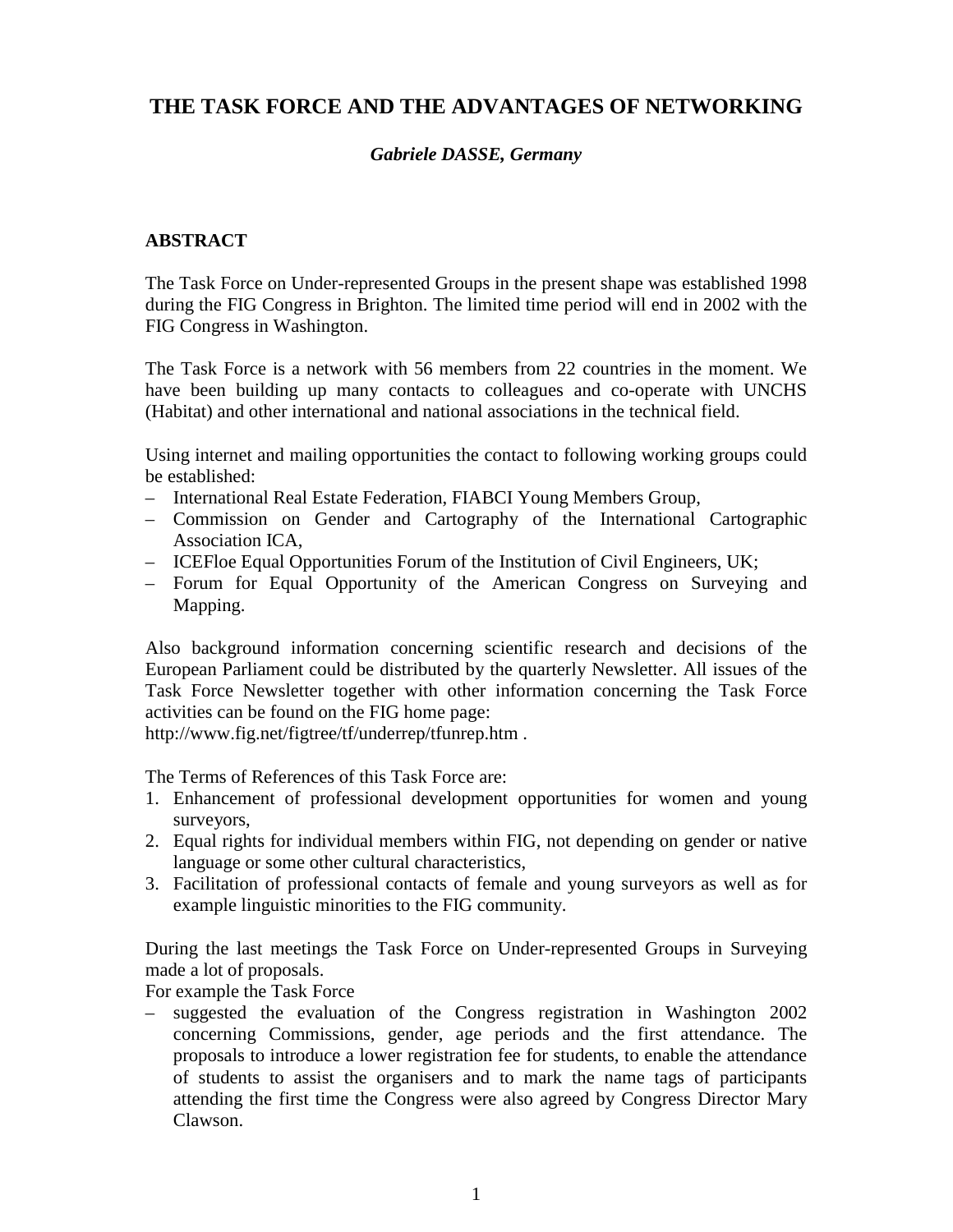# THE TASK FORCE AND THE ADVANTAGES OF NETWORKING

***Gabriele DASSE, Germany***

## ABSTRACT

The Task Force on Under-represented Groups in the present shape was established 1998 during the FIG Congress in Brighton. The limited time period will end in 2002 with the FIG Congress in Washington.

The Task Force is a network with 56 members from 22 countries in the moment. We have been building up many contacts to colleagues and co-operate with UNCHS (Habitat) and other international and national associations in the technical field.

Using internet and mailing opportunities the contact to following working groups could be established:

- International Real Estate Federation, FIABCI Young Members Group,
- Commission on Gender and Cartography of the International Cartographic Association ICA,
- ICEFloe Equal Opportunities Forum of the Institution of Civil Engineers, UK;
- Forum for Equal Opportunity of the American Congress on Surveying and Mapping.

Also background information concerning scientific research and decisions of the European Parliament could be distributed by the quarterly Newsletter. All issues of the Task Force Newsletter together with other information concerning the Task Force activities can be found on the FIG home page:
http://www.fig.net/figtree/tf/underrep/tfunrep.htm .

The Terms of References of this Task Force are:

1. Enhancement of professional development opportunities for women and young surveyors,
2. Equal rights for individual members within FIG, not depending on gender or native language or some other cultural characteristics,
3. Facilitation of professional contacts of female and young surveyors as well as for example linguistic minorities to the FIG community.

During the last meetings the Task Force on Under-represented Groups in Surveying made a lot of proposals.
For example the Task Force

- suggested the evaluation of the Congress registration in Washington 2002 concerning Commissions, gender, age periods and the first attendance. The proposals to introduce a lower registration fee for students, to enable the attendance of students to assist the organisers and to mark the name tags of participants attending the first time the Congress were also agreed by Congress Director Mary Clawson.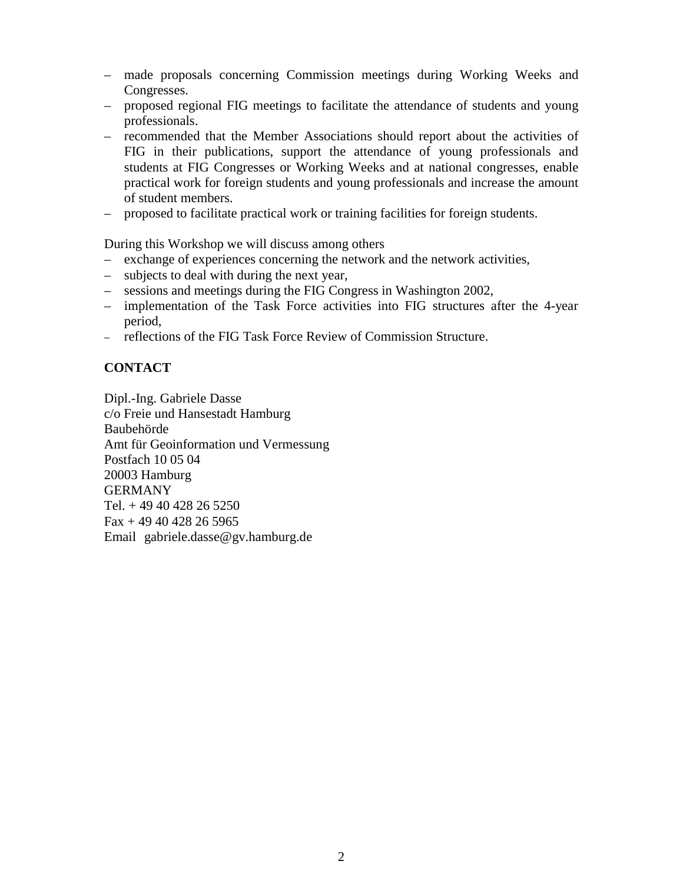- made proposals concerning Commission meetings during Working Weeks and Congresses.
- proposed regional FIG meetings to facilitate the attendance of students and young professionals.
- recommended that the Member Associations should report about the activities of FIG in their publications, support the attendance of young professionals and students at FIG Congresses or Working Weeks and at national congresses, enable practical work for foreign students and young professionals and increase the amount of student members.
- proposed to facilitate practical work or training facilities for foreign students.

During this Workshop we will discuss among others

- exchange of experiences concerning the network and the network activities,
- subjects to deal with during the next year,
- sessions and meetings during the FIG Congress in Washington 2002,
- implementation of the Task Force activities into FIG structures after the 4-year period,
- reflections of the FIG Task Force Review of Commission Structure.

## CONTACT

Dipl.-Ing. Gabriele Dasse
c/o Freie und Hansestadt Hamburg
Baubehörde
Amt für Geoinformation und Vermessung
Postfach 10 05 04
20003 Hamburg
GERMANY
Tel. + 49 40 428 26 5250
Fax + 49 40 428 26 5965
Email gabriele.dasse@gv.hamburg.de